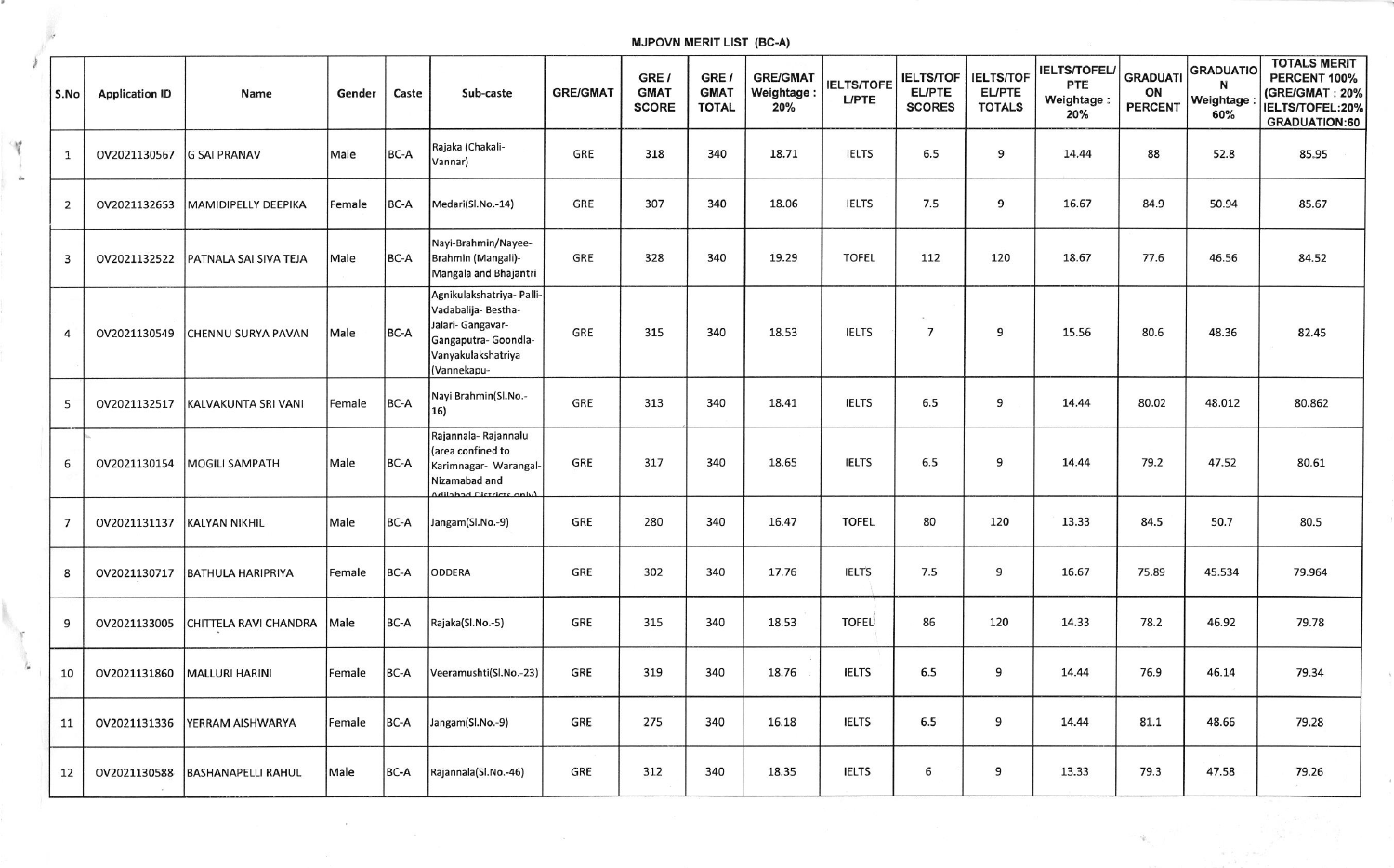# MJPOVN MERIT LIST (BC-A)

| S.No | Application ID | Name | Gender | Caste | Sub-caste | GRE/GMAT | GRE / GMAT SCORE | GRE / GMAT TOTAL | GRE/GMAT Weightage : 20% | IELTS/TOFEL/PTE | IELTS/TOFEL/PTE SCORES | IELTS/TOFEL/PTE TOTALS | IELTS/TOFEL/PTE Weightage : 20% | GRADUATION PERCENT | GRADUATION Weightage : 60% | TOTALS MERIT PERCENT 100% (GRE/GMAT : 20% IELTS/TOFEL:20% GRADUATION:60 |
|---|---|---|---|---|---|---|---|---|---|---|---|---|---|---|---|---|
| 1 | OV2021130567 | G SAI PRANAV | Male | BC-A | Rajaka (Chakali-Vannar) | GRE | 318 | 340 | 18.71 | IELTS | 6.5 | 9 | 14.44 | 88 | 52.8 | 85.95 |
| 2 | OV2021132653 | MAMIDIPELLY DEEPIKA | Female | BC-A | Medari(Sl.No.-14) | GRE | 307 | 340 | 18.06 | IELTS | 7.5 | 9 | 16.67 | 84.9 | 50.94 | 85.67 |
| 3 | OV2021132522 | PATNALA SAI SIVA TEJA | Male | BC-A | Nayi-Brahmin/Nayee-Brahmin (Mangali)-Mangala and Bhajantri | GRE | 328 | 340 | 19.29 | TOFEL | 112 | 120 | 18.67 | 77.6 | 46.56 | 84.52 |
| 4 | OV2021130549 | CHENNU SURYA PAVAN | Male | BC-A | Agnikulakshatriya- Palli-Vadabalija- Bestha-Jalari- Gangavar-Gangaputra- Goondla-Vanyakulakshatriya (Vannekapu- | GRE | 315 | 340 | 18.53 | IELTS | 7 | 9 | 15.56 | 80.6 | 48.36 | 82.45 |
| 5 | OV2021132517 | KALVAKUNTA SRI VANI | Female | BC-A | Nayi Brahmin(Sl.No.-16) | GRE | 313 | 340 | 18.41 | IELTS | 6.5 | 9 | 14.44 | 80.02 | 48.012 | 80.862 |
| 6 | OV2021130154 | MOGILI SAMPATH | Male | BC-A | Rajannala- Rajannalu (area confined to Karimnagar- Warangal-Nizamabad and Adilabad Districts only) | GRE | 317 | 340 | 18.65 | IELTS | 6.5 | 9 | 14.44 | 79.2 | 47.52 | 80.61 |
| 7 | OV2021131137 | KALYAN NIKHIL | Male | BC-A | Jangam(Sl.No.-9) | GRE | 280 | 340 | 16.47 | TOFEL | 80 | 120 | 13.33 | 84.5 | 50.7 | 80.5 |
| 8 | OV2021130717 | BATHULA HARIPRIYA | Female | BC-A | ODDERA | GRE | 302 | 340 | 17.76 | IELTS | 7.5 | 9 | 16.67 | 75.89 | 45.534 | 79.964 |
| 9 | OV2021133005 | CHITTELA RAVI CHANDRA | Male | BC-A | Rajaka(Sl.No.-5) | GRE | 315 | 340 | 18.53 | TOFEL | 86 | 120 | 14.33 | 78.2 | 46.92 | 79.78 |
| 10 | OV2021131860 | MALLURI HARINI | Female | BC-A | Veeramushti(Sl.No.-23) | GRE | 319 | 340 | 18.76 | IELTS | 6.5 | 9 | 14.44 | 76.9 | 46.14 | 79.34 |
| 11 | OV2021131336 | YERRAM AISHWARYA | Female | BC-A | Jangam(Sl.No.-9) | GRE | 275 | 340 | 16.18 | IELTS | 6.5 | 9 | 14.44 | 81.1 | 48.66 | 79.28 |
| 12 | OV2021130588 | BASHANAPELLI RAHUL | Male | BC-A | Rajannala(Sl.No.-46) | GRE | 312 | 340 | 18.35 | IELTS | 6 | 9 | 13.33 | 79.3 | 47.58 | 79.26 |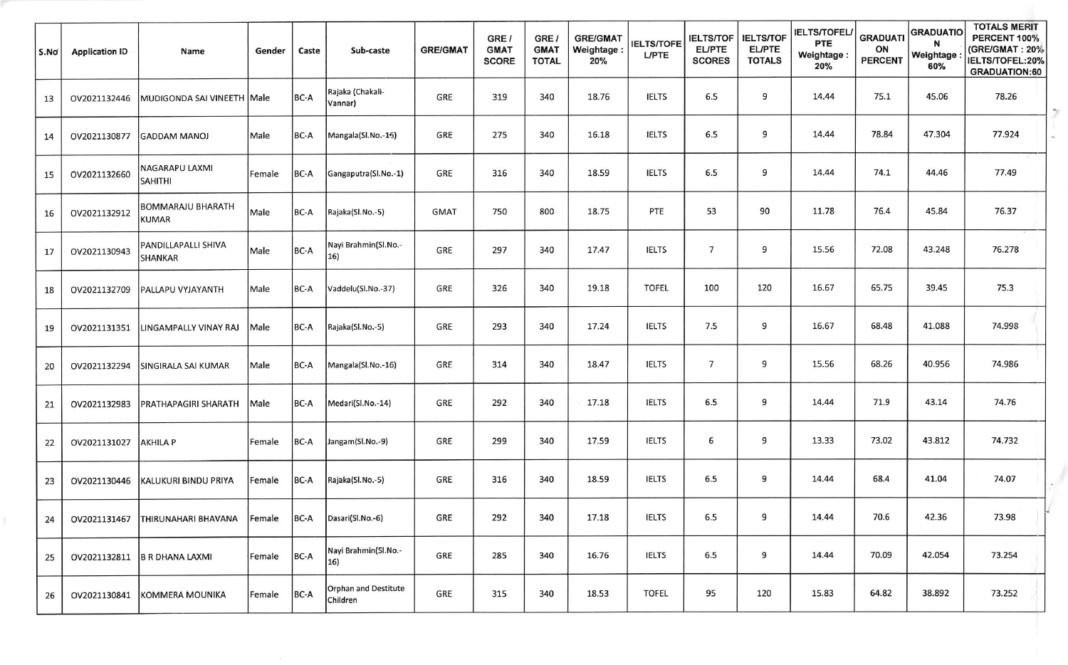| S.No | Application ID | Name | Gender | Caste | Sub-caste | GRE/GMAT | GRE / GMAT SCORE | GRE / GMAT TOTAL | GRE/GMAT Weightage : 20% | IELTS/TOFEL/PTE | IELTS/TOFEL/PTE SCORES | IELTS/TOFEL/PTE TOTALS | IELTS/TOFEL/PTE Weightage : 20% | GRADUATION PERCENT | GRADUATION Weightage : 60% | TOTALS MERIT PERCENT 100% (GRE/GMAT : 20% IELTS/TOFEL:20% GRADUATION:60 |
|---|---|---|---|---|---|---|---|---|---|---|---|---|---|---|---|---|
| 13 | OV2021132446 | MUDIGONDA SAI VINEETH | Male | BC-A | Rajaka (Chakali-Vannar) | GRE | 319 | 340 | 18.76 | IELTS | 6.5 | 9 | 14.44 | 75.1 | 45.06 | 78.26 |
| 14 | OV2021130877 | GADDAM MANOJ | Male | BC-A | Mangala(Sl.No.-16) | GRE | 275 | 340 | 16.18 | IELTS | 6.5 | 9 | 14.44 | 78.84 | 47.304 | 77.924 |
| 15 | OV2021132660 | NAGARAPU LAXMI SAHITHI | Female | BC-A | Gangaputra(Sl.No.-1) | GRE | 316 | 340 | 18.59 | IELTS | 6.5 | 9 | 14.44 | 74.1 | 44.46 | 77.49 |
| 16 | OV2021132912 | BOMMARAJU BHARATH KUMAR | Male | BC-A | Rajaka(Sl.No.-5) | GMAT | 750 | 800 | 18.75 | PTE | 53 | 90 | 11.78 | 76.4 | 45.84 | 76.37 |
| 17 | OV2021130943 | PANDILLAPALLI SHIVA SHANKAR | Male | BC-A | Nayi Brahmin(Sl.No.-16) | GRE | 297 | 340 | 17.47 | IELTS | 7 | 9 | 15.56 | 72.08 | 43.248 | 76.278 |
| 18 | OV2021132709 | PALLAPU VYJAYANTH | Male | BC-A | Vaddelu(Sl.No.-37) | GRE | 326 | 340 | 19.18 | TOFEL | 100 | 120 | 16.67 | 65.75 | 39.45 | 75.3 |
| 19 | OV2021131351 | LINGAMPALLY VINAY RAJ | Male | BC-A | Rajaka(Sl.No.-5) | GRE | 293 | 340 | 17.24 | IELTS | 7.5 | 9 | 16.67 | 68.48 | 41.088 | 74.998 |
| 20 | OV2021132294 | SINGIRALA SAI KUMAR | Male | BC-A | Mangala(Sl.No.-16) | GRE | 314 | 340 | 18.47 | IELTS | 7 | 9 | 15.56 | 68.26 | 40.956 | 74.986 |
| 21 | OV2021132983 | PRATHAPAGIRI SHARATH | Male | BC-A | Medari(Sl.No.-14) | GRE | 292 | 340 | 17.18 | IELTS | 6.5 | 9 | 14.44 | 71.9 | 43.14 | 74.76 |
| 22 | OV2021131027 | AKHILA P | Female | BC-A | Jangam(Sl.No.-9) | GRE | 299 | 340 | 17.59 | IELTS | 6 | 9 | 13.33 | 73.02 | 43.812 | 74.732 |
| 23 | OV2021130446 | KALUKURI BINDU PRIYA | Female | BC-A | Rajaka(Sl.No.-5) | GRE | 316 | 340 | 18.59 | IELTS | 6.5 | 9 | 14.44 | 68.4 | 41.04 | 74.07 |
| 24 | OV2021131467 | THIRUNAHARI BHAVANA | Female | BC-A | Dasari(Sl.No.-6) | GRE | 292 | 340 | 17.18 | IELTS | 6.5 | 9 | 14.44 | 70.6 | 42.36 | 73.98 |
| 25 | OV2021132811 | B R DHANA LAXMI | Female | BC-A | Nayi Brahmin(Sl.No.-16) | GRE | 285 | 340 | 16.76 | IELTS | 6.5 | 9 | 14.44 | 70.09 | 42.054 | 73.254 |
| 26 | OV2021130841 | KOMMERA MOUNIKA | Female | BC-A | Orphan and Destitute Children | GRE | 315 | 340 | 18.53 | TOFEL | 95 | 120 | 15.83 | 64.82 | 38.892 | 73.252 |